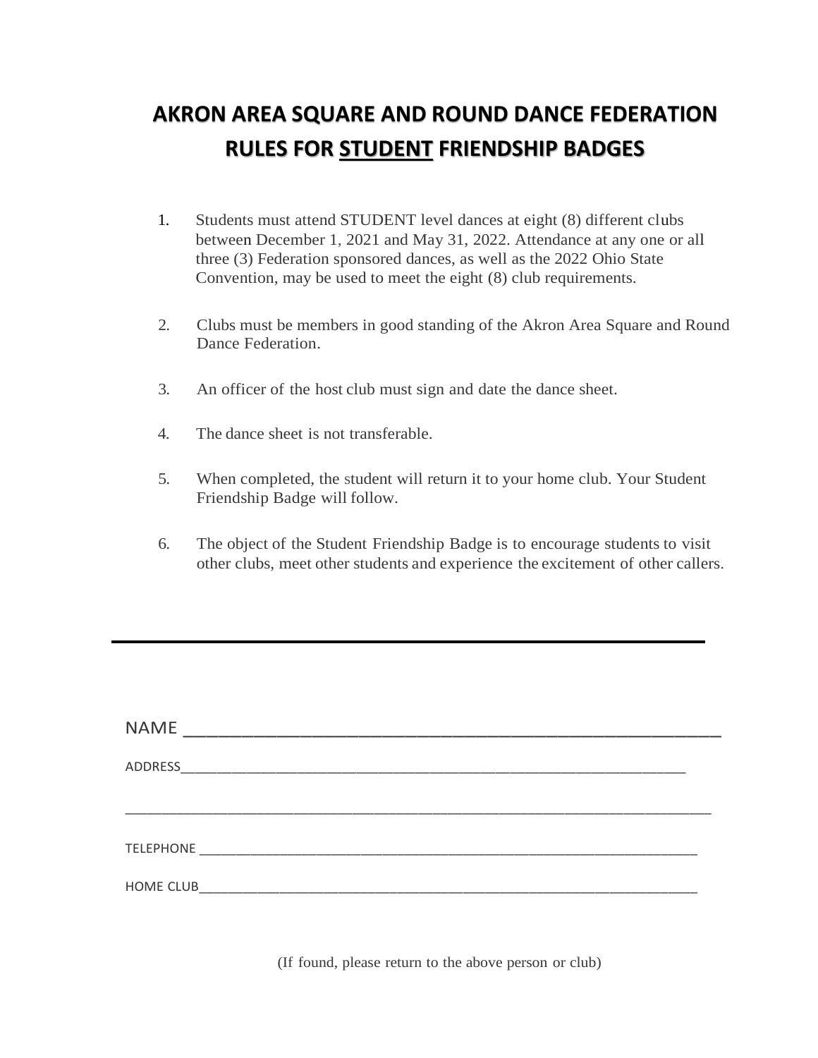# AKRON AREA SQUARE AND ROUND DANCE FEDERATION
# RULES FOR STUDENT FRIENDSHIP BADGES

1. Students must attend STUDENT level dances at eight (8) different clubs between December 1, 2021 and May 31, 2022. Attendance at any one or all three (3) Federation sponsored dances, as well as the 2022 Ohio State Convention, may be used to meet the eight (8) club requirements.

2. Clubs must be members in good standing of the Akron Area Square and Round Dance Federation.

3. An officer of the host club must sign and date the dance sheet.

4. The dance sheet is not transferable.

5. When completed, the student will return it to your home club. Your Student Friendship Badge will follow.

6. The object of the Student Friendship Badge is to encourage students to visit other clubs, meet other students and experience the excitement of other callers.

---

NAME ______________________________________________

ADDRESS______________________________________________

______________________________________________

TELEPHONE ______________________________________________

HOME CLUB______________________________________________

(If found, please return to the above person or club)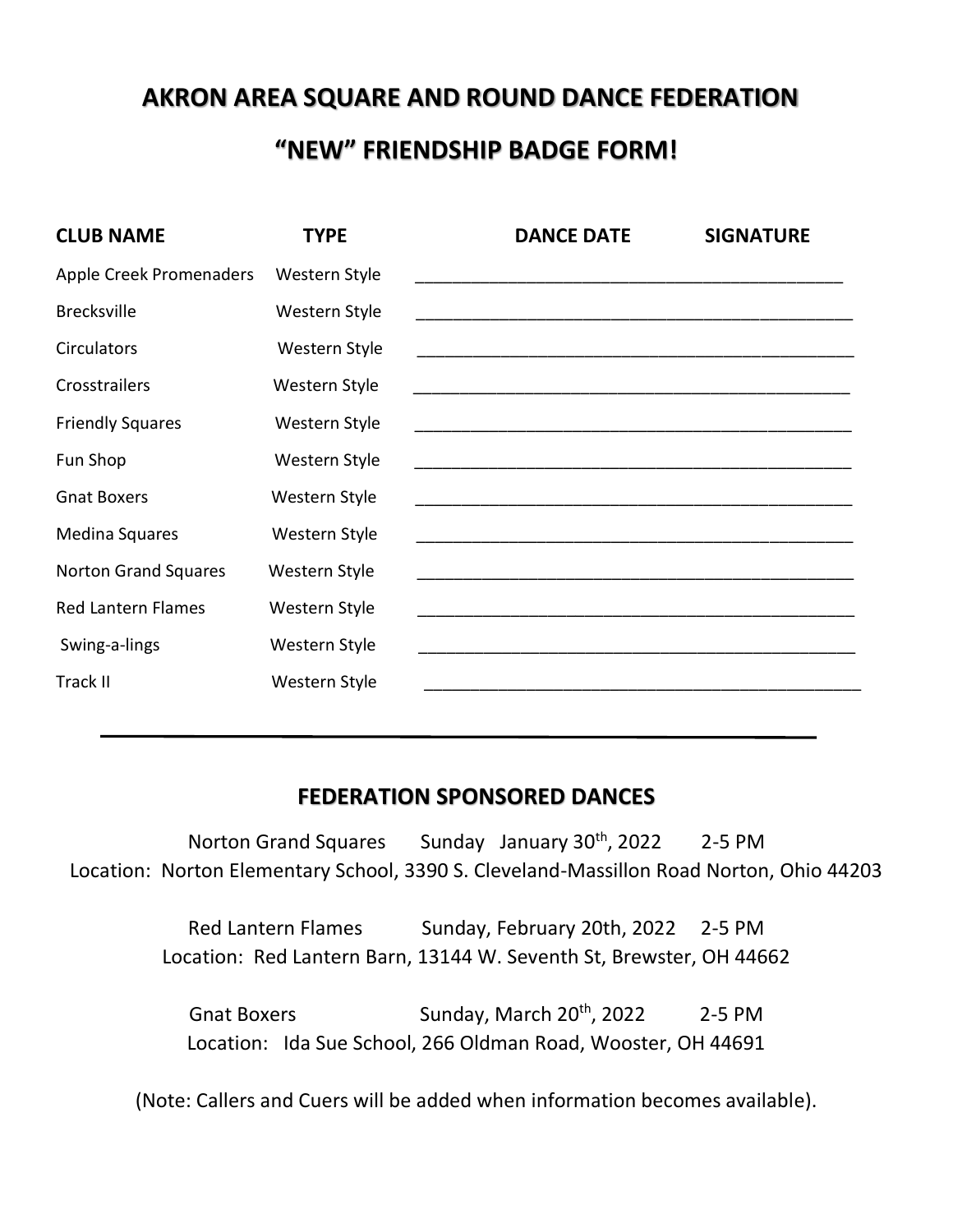# AKRON AREA SQUARE AND ROUND DANCE FEDERATION

## "NEW" FRIENDSHIP BADGE FORM!

| CLUB NAME | TYPE | DANCE DATE | SIGNATURE |
|---|---|---|---|
| Apple Creek Promenaders | Western Style | | |
| Brecksville | Western Style | | |
| Circulators | Western Style | | |
| Crosstrailers | Western Style | | |
| Friendly Squares | Western Style | | |
| Fun Shop | Western Style | | |
| Gnat Boxers | Western Style | | |
| Medina Squares | Western Style | | |
| Norton Grand Squares | Western Style | | |
| Red Lantern Flames | Western Style | | |
| Swing-a-lings | Western Style | | |
| Track II | Western Style | | |

---

## FEDERATION SPONSORED DANCES

Norton Grand Squares Sunday January 30th, 2022 2-5 PM
Location: Norton Elementary School, 3390 S. Cleveland-Massillon Road Norton, Ohio 44203

Red Lantern Flames Sunday, February 20th, 2022 2-5 PM
Location: Red Lantern Barn, 13144 W. Seventh St, Brewster, OH 44662

Gnat Boxers Sunday, March 20th, 2022 2-5 PM
Location: Ida Sue School, 266 Oldman Road, Wooster, OH 44691

(Note: Callers and Cuers will be added when information becomes available).